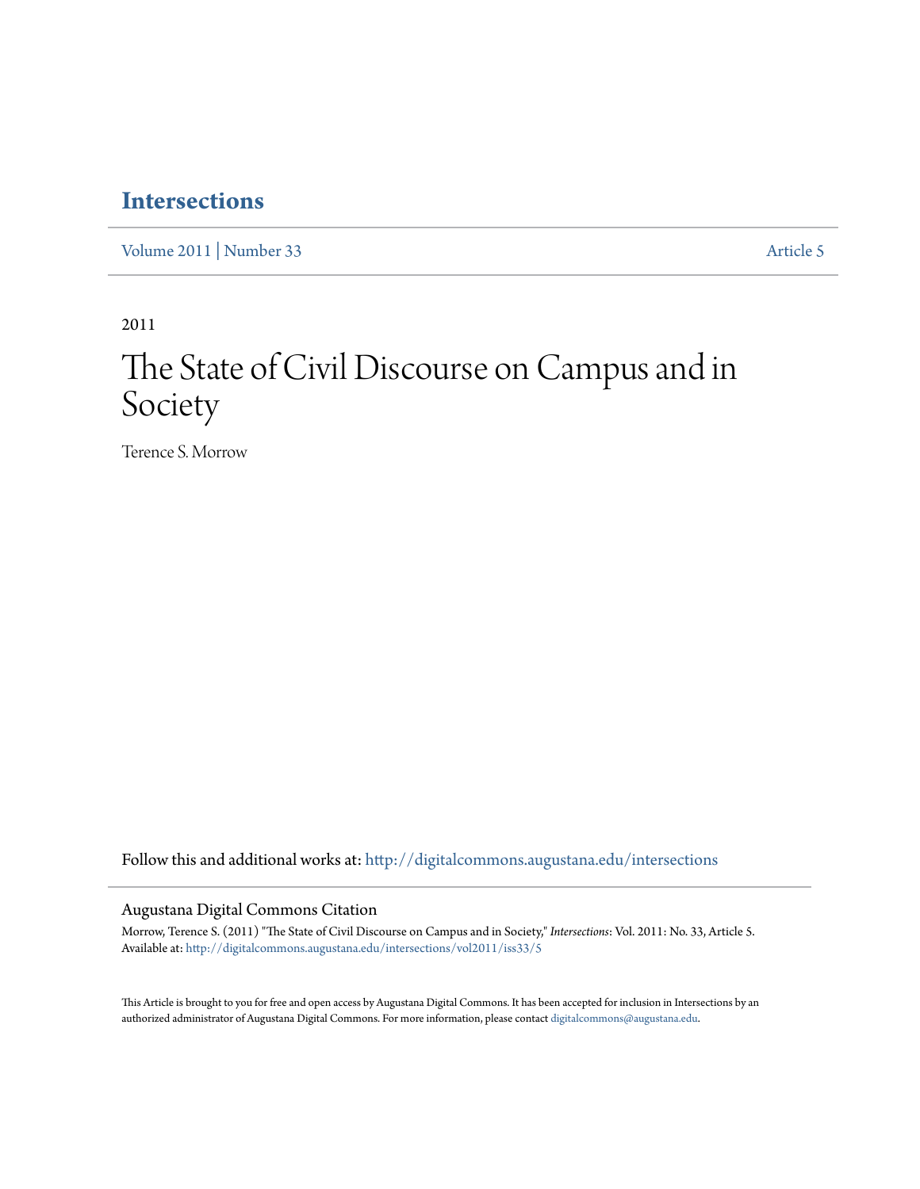# Intersections

Volume 2011 | Number 33 Article 5

2011

# The State of Civil Discourse on Campus and in Society

Terence S. Morrow

Follow this and additional works at: http://digitalcommons.augustana.edu/intersections

## Augustana Digital Commons Citation

Morrow, Terence S. (2011) "The State of Civil Discourse on Campus and in Society," *Intersections*: Vol. 2011: No. 33, Article 5.
Available at: http://digitalcommons.augustana.edu/intersections/vol2011/iss33/5

This Article is brought to you for free and open access by Augustana Digital Commons. It has been accepted for inclusion in Intersections by an authorized administrator of Augustana Digital Commons. For more information, please contact digitalcommons@augustana.edu.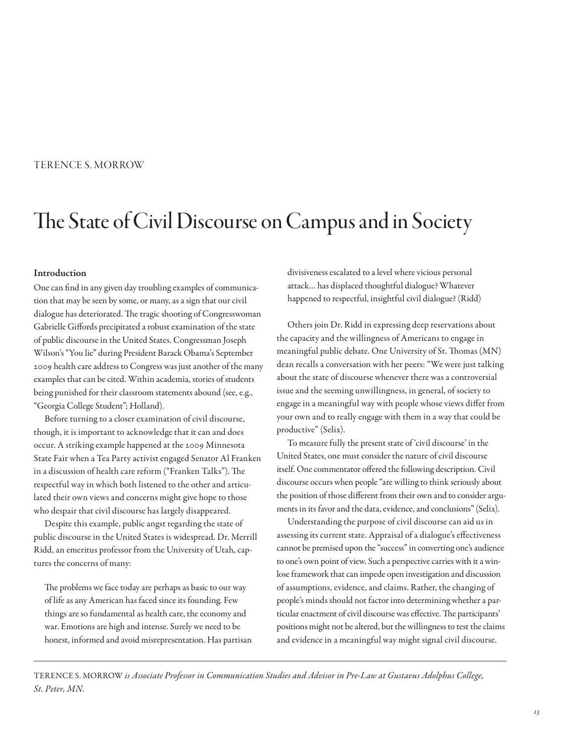TERENCE S. MORROW

# The State of Civil Discourse on Campus and in Society

## Introduction

One can find in any given day troubling examples of communication that may be seen by some, or many, as a sign that our civil dialogue has deteriorated. The tragic shooting of Congresswoman Gabrielle Giffords precipitated a robust examination of the state of public discourse in the United States. Congressman Joseph Wilson's "You lie" during President Barack Obama's September 2009 health care address to Congress was just another of the many examples that can be cited. Within academia, stories of students being punished for their classroom statements abound (see, e.g., "Georgia College Student"; Holland).

Before turning to a closer examination of civil discourse, though, it is important to acknowledge that it can and does occur. A striking example happened at the 2009 Minnesota State Fair when a Tea Party activist engaged Senator Al Franken in a discussion of health care reform ("Franken Talks"). The respectful way in which both listened to the other and articulated their own views and concerns might give hope to those who despair that civil discourse has largely disappeared.

Despite this example, public angst regarding the state of public discourse in the United States is widespread. Dr. Merrill Ridd, an emeritus professor from the University of Utah, captures the concerns of many:

> The problems we face today are perhaps as basic to our way of life as any American has faced since its founding. Few things are so fundamental as health care, the economy and war. Emotions are high and intense. Surely we need to be honest, informed and avoid misrepresentation. Has partisan divisiveness escalated to a level where vicious personal attack… has displaced thoughtful dialogue? Whatever happened to respectful, insightful civil dialogue? (Ridd)

Others join Dr. Ridd in expressing deep reservations about the capacity and the willingness of Americans to engage in meaningful public debate. One University of St. Thomas (MN) dean recalls a conversation with her peers: "We were just talking about the state of discourse whenever there was a controversial issue and the seeming unwillingness, in general, of society to engage in a meaningful way with people whose views differ from your own and to really engage with them in a way that could be productive" (Selix).

To measure fully the present state of 'civil discourse' in the United States, one must consider the nature of civil discourse itself. One commentator offered the following description. Civil discourse occurs when people "are willing to think seriously about the position of those different from their own and to consider arguments in its favor and the data, evidence, and conclusions" (Selix).

Understanding the purpose of civil discourse can aid us in assessing its current state. Appraisal of a dialogue's effectiveness cannot be premised upon the "success" in converting one's audience to one's own point of view. Such a perspective carries with it a win-lose framework that can impede open investigation and discussion of assumptions, evidence, and claims. Rather, the changing of people's minds should not factor into determining whether a particular enactment of civil discourse was effective. The participants' positions might not be altered, but the willingness to test the claims and evidence in a meaningful way might signal civil discourse.

---

TERENCE S. MORROW *is Associate Professor in Communication Studies and Advisor in Pre-Law at Gustavus Adolphus College, St. Peter, MN.*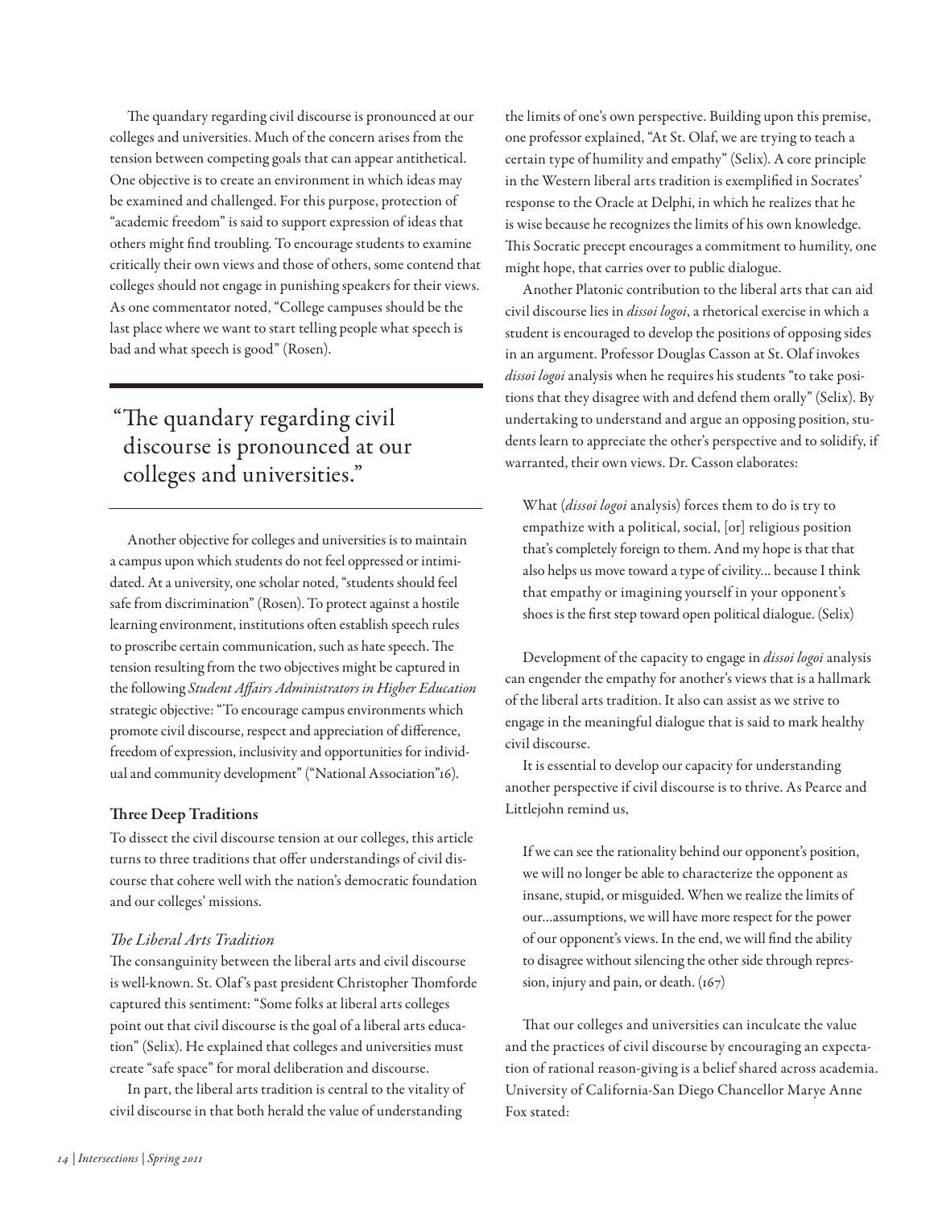The quandary regarding civil discourse is pronounced at our colleges and universities. Much of the concern arises from the tension between competing goals that can appear antithetical. One objective is to create an environment in which ideas may be examined and challenged. For this purpose, protection of "academic freedom" is said to support expression of ideas that others might find troubling. To encourage students to examine critically their own views and those of others, some contend that colleges should not engage in punishing speakers for their views. As one commentator noted, "College campuses should be the last place where we want to start telling people what speech is bad and what speech is good" (Rosen).

> "The quandary regarding civil discourse is pronounced at our colleges and universities."

Another objective for colleges and universities is to maintain a campus upon which students do not feel oppressed or intimidated. At a university, one scholar noted, "students should feel safe from discrimination" (Rosen). To protect against a hostile learning environment, institutions often establish speech rules to proscribe certain communication, such as hate speech. The tension resulting from the two objectives might be captured in the following *Student Affairs Administrators in Higher Education* strategic objective: "To encourage campus environments which promote civil discourse, respect and appreciation of difference, freedom of expression, inclusivity and opportunities for individual and community development" ("National Association"16).

### Three Deep Traditions

To dissect the civil discourse tension at our colleges, this article turns to three traditions that offer understandings of civil discourse that cohere well with the nation's democratic foundation and our colleges' missions.

#### *The Liberal Arts Tradition*

The consanguinity between the liberal arts and civil discourse is well-known. St. Olaf's past president Christopher Thomforde captured this sentiment: "Some folks at liberal arts colleges point out that civil discourse is the goal of a liberal arts education" (Selix). He explained that colleges and universities must create "safe space" for moral deliberation and discourse.

In part, the liberal arts tradition is central to the vitality of civil discourse in that both herald the value of understanding the limits of one's own perspective. Building upon this premise, one professor explained, "At St. Olaf, we are trying to teach a certain type of humility and empathy" (Selix). A core principle in the Western liberal arts tradition is exemplified in Socrates' response to the Oracle at Delphi, in which he realizes that he is wise because he recognizes the limits of his own knowledge. This Socratic precept encourages a commitment to humility, one might hope, that carries over to public dialogue.

Another Platonic contribution to the liberal arts that can aid civil discourse lies in *dissoi logoi*, a rhetorical exercise in which a student is encouraged to develop the positions of opposing sides in an argument. Professor Douglas Casson at St. Olaf invokes *dissoi logoi* analysis when he requires his students "to take positions that they disagree with and defend them orally" (Selix). By undertaking to understand and argue an opposing position, students learn to appreciate the other's perspective and to solidify, if warranted, their own views. Dr. Casson elaborates:

> What (*dissoi logoi* analysis) forces them to do is try to empathize with a political, social, [or] religious position that's completely foreign to them. And my hope is that that also helps us move toward a type of civility… because I think that empathy or imagining yourself in your opponent's shoes is the first step toward open political dialogue. (Selix)

Development of the capacity to engage in *dissoi logoi* analysis can engender the empathy for another's views that is a hallmark of the liberal arts tradition. It also can assist as we strive to engage in the meaningful dialogue that is said to mark healthy civil discourse.

It is essential to develop our capacity for understanding another perspective if civil discourse is to thrive. As Pearce and Littlejohn remind us,

> If we can see the rationality behind our opponent's position, we will no longer be able to characterize the opponent as insane, stupid, or misguided. When we realize the limits of our…assumptions, we will have more respect for the power of our opponent's views. In the end, we will find the ability to disagree without silencing the other side through repression, injury and pain, or death. (167)

That our colleges and universities can inculcate the value and the practices of civil discourse by encouraging an expectation of rational reason-giving is a belief shared across academia. University of California-San Diego Chancellor Marye Anne Fox stated: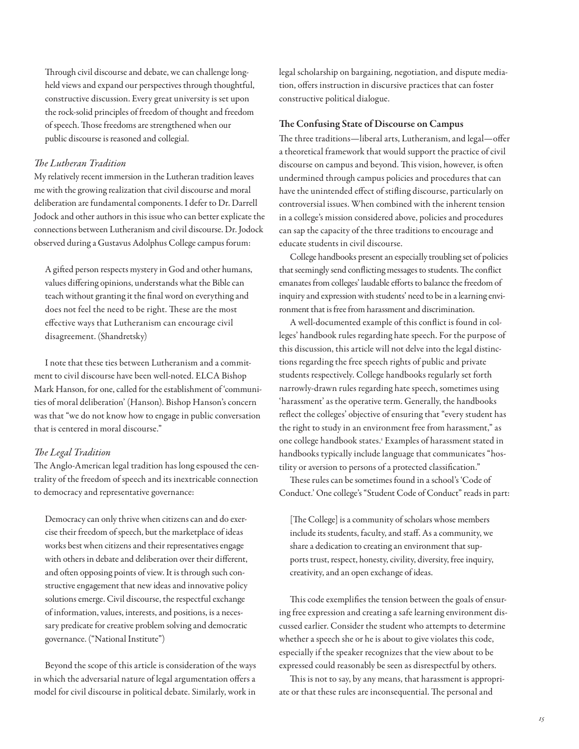> Through civil discourse and debate, we can challenge long-held views and expand our perspectives through thoughtful, constructive discussion. Every great university is set upon the rock-solid principles of freedom of thought and freedom of speech. Those freedoms are strengthened when our public discourse is reasoned and collegial.

### *The Lutheran Tradition*

My relatively recent immersion in the Lutheran tradition leaves me with the growing realization that civil discourse and moral deliberation are fundamental components. I defer to Dr. Darrell Jodock and other authors in this issue who can better explicate the connections between Lutheranism and civil discourse. Dr. Jodock observed during a Gustavus Adolphus College campus forum:

> A gifted person respects mystery in God and other humans, values differing opinions, understands what the Bible can teach without granting it the final word on everything and does not feel the need to be right. These are the most effective ways that Lutheranism can encourage civil disagreement. (Shandretsky)

I note that these ties between Lutheranism and a commitment to civil discourse have been well-noted. ELCA Bishop Mark Hanson, for one, called for the establishment of 'communities of moral deliberation' (Hanson). Bishop Hanson's concern was that "we do not know how to engage in public conversation that is centered in moral discourse."

### *The Legal Tradition*

The Anglo-American legal tradition has long espoused the centrality of the freedom of speech and its inextricable connection to democracy and representative governance:

> Democracy can only thrive when citizens can and do exercise their freedom of speech, but the marketplace of ideas works best when citizens and their representatives engage with others in debate and deliberation over their different, and often opposing points of view. It is through such constructive engagement that new ideas and innovative policy solutions emerge. Civil discourse, the respectful exchange of information, values, interests, and positions, is a necessary predicate for creative problem solving and democratic governance. ("National Institute")

Beyond the scope of this article is consideration of the ways in which the adversarial nature of legal argumentation offers a model for civil discourse in political debate. Similarly, work in legal scholarship on bargaining, negotiation, and dispute mediation, offers instruction in discursive practices that can foster constructive political dialogue.

## The Confusing State of Discourse on Campus

The three traditions—liberal arts, Lutheranism, and legal—offer a theoretical framework that would support the practice of civil discourse on campus and beyond. This vision, however, is often undermined through campus policies and procedures that can have the unintended effect of stifling discourse, particularly on controversial issues. When combined with the inherent tension in a college's mission considered above, policies and procedures can sap the capacity of the three traditions to encourage and educate students in civil discourse.

College handbooks present an especially troubling set of policies that seemingly send conflicting messages to students. The conflict emanates from colleges' laudable efforts to balance the freedom of inquiry and expression with students' need to be in a learning environment that is free from harassment and discrimination.

A well-documented example of this conflict is found in colleges' handbook rules regarding hate speech. For the purpose of this discussion, this article will not delve into the legal distinctions regarding the free speech rights of public and private students respectively. College handbooks regularly set forth narrowly-drawn rules regarding hate speech, sometimes using 'harassment' as the operative term. Generally, the handbooks reflect the colleges' objective of ensuring that "every student has the right to study in an environment free from harassment," as one college handbook states.[1] Examples of harassment stated in handbooks typically include language that communicates "hostility or aversion to persons of a protected classification."

These rules can be sometimes found in a school's 'Code of Conduct.' One college's "Student Code of Conduct" reads in part:

> [The College] is a community of scholars whose members include its students, faculty, and staff. As a community, we share a dedication to creating an environment that supports trust, respect, honesty, civility, diversity, free inquiry, creativity, and an open exchange of ideas.

This code exemplifies the tension between the goals of ensuring free expression and creating a safe learning environment discussed earlier. Consider the student who attempts to determine whether a speech she or he is about to give violates this code, especially if the speaker recognizes that the view about to be expressed could reasonably be seen as disrespectful by others.

This is not to say, by any means, that harassment is appropriate or that these rules are inconsequential. The personal and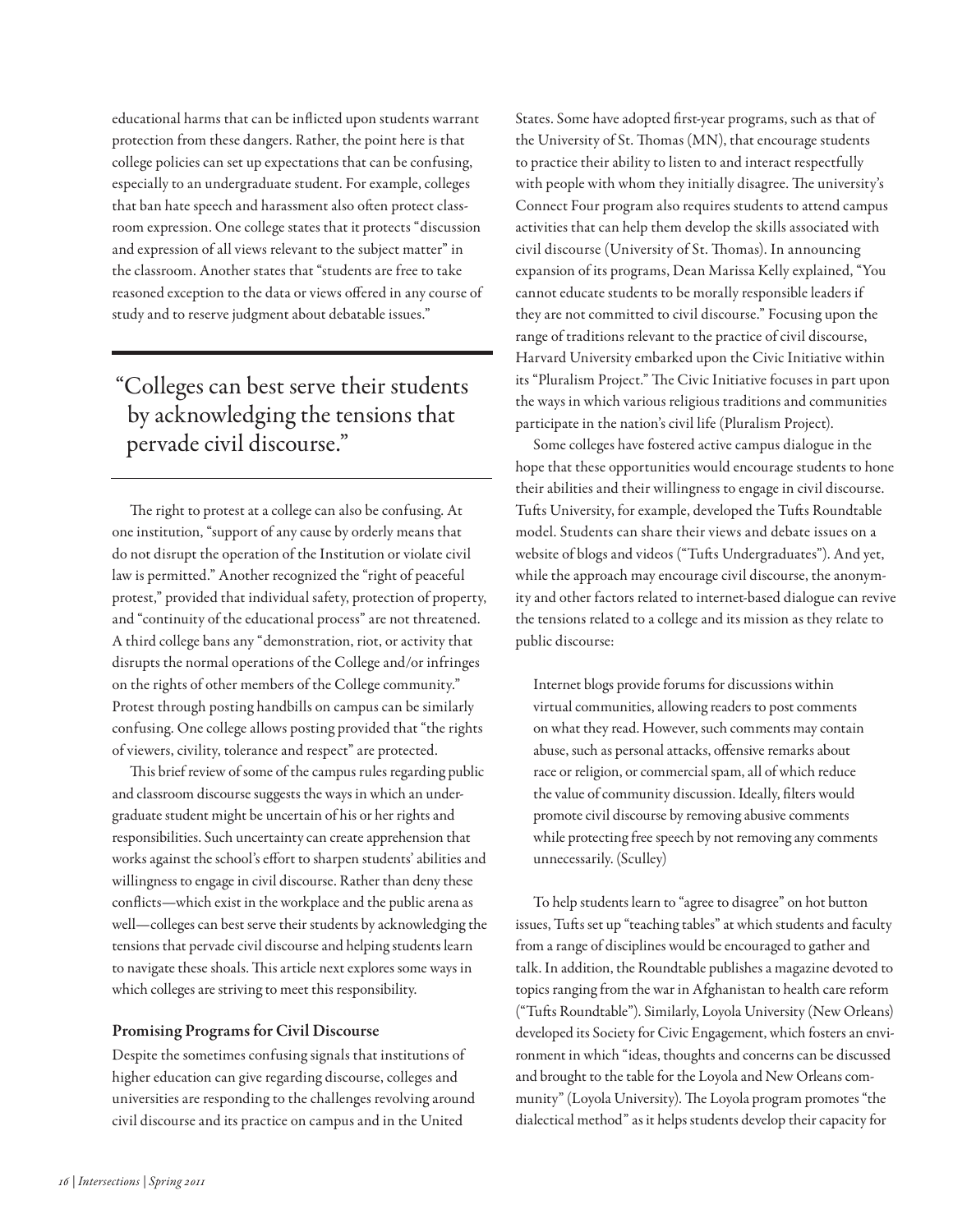educational harms that can be inflicted upon students warrant protection from these dangers. Rather, the point here is that college policies can set up expectations that can be confusing, especially to an undergraduate student. For example, colleges that ban hate speech and harassment also often protect classroom expression. One college states that it protects "discussion and expression of all views relevant to the subject matter" in the classroom. Another states that "students are free to take reasoned exception to the data or views offered in any course of study and to reserve judgment about debatable issues."

> "Colleges can best serve their students by acknowledging the tensions that pervade civil discourse."

The right to protest at a college can also be confusing. At one institution, "support of any cause by orderly means that do not disrupt the operation of the Institution or violate civil law is permitted." Another recognized the "right of peaceful protest," provided that individual safety, protection of property, and "continuity of the educational process" are not threatened. A third college bans any "demonstration, riot, or activity that disrupts the normal operations of the College and/or infringes on the rights of other members of the College community." Protest through posting handbills on campus can be similarly confusing. One college allows posting provided that "the rights of viewers, civility, tolerance and respect" are protected.

This brief review of some of the campus rules regarding public and classroom discourse suggests the ways in which an undergraduate student might be uncertain of his or her rights and responsibilities. Such uncertainty can create apprehension that works against the school's effort to sharpen students' abilities and willingness to engage in civil discourse. Rather than deny these conflicts—which exist in the workplace and the public arena as well—colleges can best serve their students by acknowledging the tensions that pervade civil discourse and helping students learn to navigate these shoals. This article next explores some ways in which colleges are striving to meet this responsibility.

### Promising Programs for Civil Discourse

Despite the sometimes confusing signals that institutions of higher education can give regarding discourse, colleges and universities are responding to the challenges revolving around civil discourse and its practice on campus and in the United States. Some have adopted first-year programs, such as that of the University of St. Thomas (MN), that encourage students to practice their ability to listen to and interact respectfully with people with whom they initially disagree. The university's Connect Four program also requires students to attend campus activities that can help them develop the skills associated with civil discourse (University of St. Thomas). In announcing expansion of its programs, Dean Marissa Kelly explained, "You cannot educate students to be morally responsible leaders if they are not committed to civil discourse." Focusing upon the range of traditions relevant to the practice of civil discourse, Harvard University embarked upon the Civic Initiative within its "Pluralism Project." The Civic Initiative focuses in part upon the ways in which various religious traditions and communities participate in the nation's civil life (Pluralism Project).

Some colleges have fostered active campus dialogue in the hope that these opportunities would encourage students to hone their abilities and their willingness to engage in civil discourse. Tufts University, for example, developed the Tufts Roundtable model. Students can share their views and debate issues on a website of blogs and videos ("Tufts Undergraduates"). And yet, while the approach may encourage civil discourse, the anonymity and other factors related to internet-based dialogue can revive the tensions related to a college and its mission as they relate to public discourse:

> Internet blogs provide forums for discussions within virtual communities, allowing readers to post comments on what they read. However, such comments may contain abuse, such as personal attacks, offensive remarks about race or religion, or commercial spam, all of which reduce the value of community discussion. Ideally, filters would promote civil discourse by removing abusive comments while protecting free speech by not removing any comments unnecessarily. (Sculley)

To help students learn to "agree to disagree" on hot button issues, Tufts set up "teaching tables" at which students and faculty from a range of disciplines would be encouraged to gather and talk. In addition, the Roundtable publishes a magazine devoted to topics ranging from the war in Afghanistan to health care reform ("Tufts Roundtable"). Similarly, Loyola University (New Orleans) developed its Society for Civic Engagement, which fosters an environment in which "ideas, thoughts and concerns can be discussed and brought to the table for the Loyola and New Orleans community" (Loyola University). The Loyola program promotes "the dialectical method" as it helps students develop their capacity for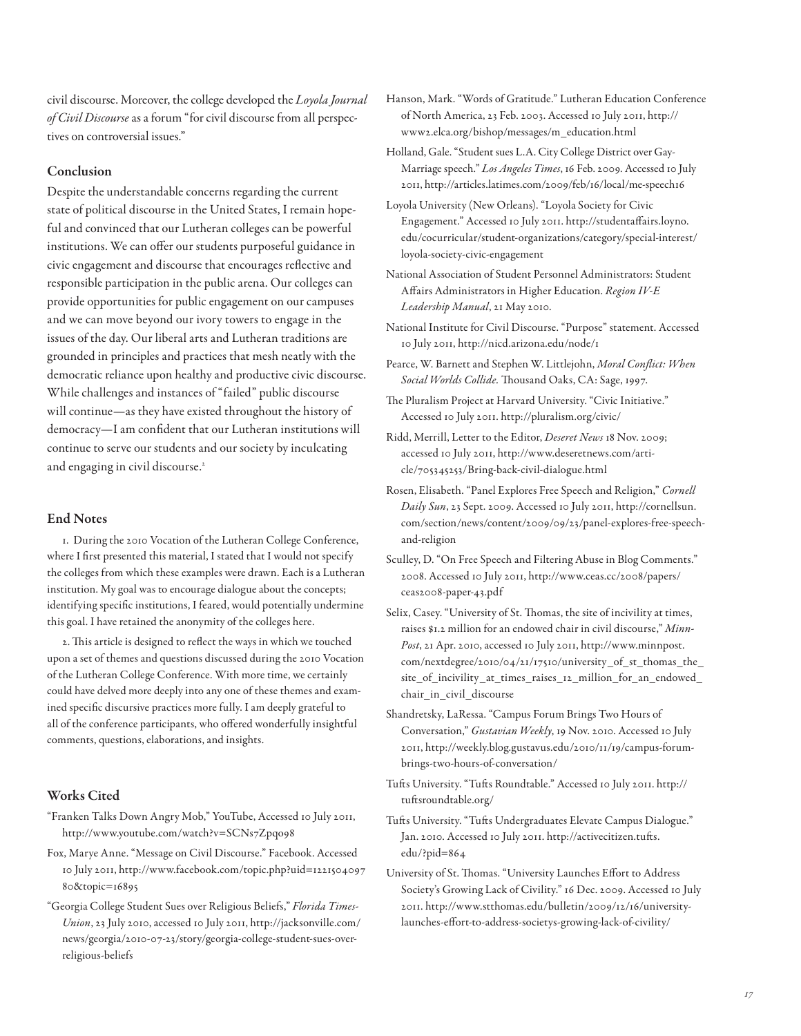civil discourse. Moreover, the college developed the *Loyola Journal of Civil Discourse* as a forum "for civil discourse from all perspectives on controversial issues."

## Conclusion

Despite the understandable concerns regarding the current state of political discourse in the United States, I remain hopeful and convinced that our Lutheran colleges can be powerful institutions. We can offer our students purposeful guidance in civic engagement and discourse that encourages reflective and responsible participation in the public arena. Our colleges can provide opportunities for public engagement on our campuses and we can move beyond our ivory towers to engage in the issues of the day. Our liberal arts and Lutheran traditions are grounded in principles and practices that mesh neatly with the democratic reliance upon healthy and productive civic discourse. While challenges and instances of "failed" public discourse will continue—as they have existed throughout the history of democracy—I am confident that our Lutheran institutions will continue to serve our students and our society by inculcating and engaging in civil discourse.[2]

## End Notes

1. During the 2010 Vocation of the Lutheran College Conference, where I first presented this material, I stated that I would not specify the colleges from which these examples were drawn. Each is a Lutheran institution. My goal was to encourage dialogue about the concepts; identifying specific institutions, I feared, would potentially undermine this goal. I have retained the anonymity of the colleges here.

2. This article is designed to reflect the ways in which we touched upon a set of themes and questions discussed during the 2010 Vocation of the Lutheran College Conference. With more time, we certainly could have delved more deeply into any one of these themes and examined specific discursive practices more fully. I am deeply grateful to all of the conference participants, who offered wonderfully insightful comments, questions, elaborations, and insights.

## Works Cited

"Franken Talks Down Angry Mob," YouTube, Accessed 10 July 2011, http://www.youtube.com/watch?v=SCNs7Zpq098

Fox, Marye Anne. "Message on Civil Discourse." Facebook. Accessed 10 July 2011, http://www.facebook.com/topic.php?uid=122150409780&topic=16895

"Georgia College Student Sues over Religious Beliefs," *Florida Times-Union*, 23 July 2010, accessed 10 July 2011, http://jacksonville.com/news/georgia/2010-07-23/story/georgia-college-student-sues-over-religious-beliefs

Hanson, Mark. "Words of Gratitude." Lutheran Education Conference of North America, 23 Feb. 2003. Accessed 10 July 2011, http://www2.elca.org/bishop/messages/m_education.html

Holland, Gale. "Student sues L.A. City College District over Gay-Marriage speech." *Los Angeles Times*, 16 Feb. 2009. Accessed 10 July 2011, http://articles.latimes.com/2009/feb/16/local/me-speech16

Loyola University (New Orleans). "Loyola Society for Civic Engagement." Accessed 10 July 2011. http://studentaffairs.loyno.edu/cocurricular/student-organizations/category/special-interest/loyola-society-civic-engagement

National Association of Student Personnel Administrators: Student Affairs Administrators in Higher Education. *Region IV-E Leadership Manual*, 21 May 2010.

National Institute for Civil Discourse. "Purpose" statement. Accessed 10 July 2011, http://nicd.arizona.edu/node/1

Pearce, W. Barnett and Stephen W. Littlejohn, *Moral Conflict: When Social Worlds Collide*. Thousand Oaks, CA: Sage, 1997.

The Pluralism Project at Harvard University. "Civic Initiative." Accessed 10 July 2011. http://pluralism.org/civic/

Ridd, Merrill, Letter to the Editor, *Deseret News* 18 Nov. 2009; accessed 10 July 2011, http://www.deseretnews.com/article/705345253/Bring-back-civil-dialogue.html

Rosen, Elisabeth. "Panel Explores Free Speech and Religion," *Cornell Daily Sun*, 23 Sept. 2009. Accessed 10 July 2011, http://cornellsun.com/section/news/content/2009/09/23/panel-explores-free-speech-and-religion

Sculley, D. "On Free Speech and Filtering Abuse in Blog Comments." 2008. Accessed 10 July 2011, http://www.ceas.cc/2008/papers/ceas2008-paper-43.pdf

Selix, Casey. "University of St. Thomas, the site of incivility at times, raises $1.2 million for an endowed chair in civil discourse," *MinnPost*, 21 Apr. 2010, accessed 10 July 2011, http://www.minnpost.com/nextdegree/2010/04/21/17510/university_of_st_thomas_the_site_of_incivility_at_times_raises_12_million_for_an_endowed_chair_in_civil_discourse

Shandretsky, LaRessa. "Campus Forum Brings Two Hours of Conversation," *Gustavian Weekly*, 19 Nov. 2010. Accessed 10 July 2011, http://weekly.blog.gustavus.edu/2010/11/19/campus-forum-brings-two-hours-of-conversation/

Tufts University. "Tufts Roundtable." Accessed 10 July 2011. http://tuftsroundtable.org/

Tufts University. "Tufts Undergraduates Elevate Campus Dialogue." Jan. 2010. Accessed 10 July 2011. http://activecitizen.tufts.edu/?pid=864

University of St. Thomas. "University Launches Effort to Address Society's Growing Lack of Civility." 16 Dec. 2009. Accessed 10 July 2011. http://www.stthomas.edu/bulletin/2009/12/16/university-launches-effort-to-address-societys-growing-lack-of-civility/